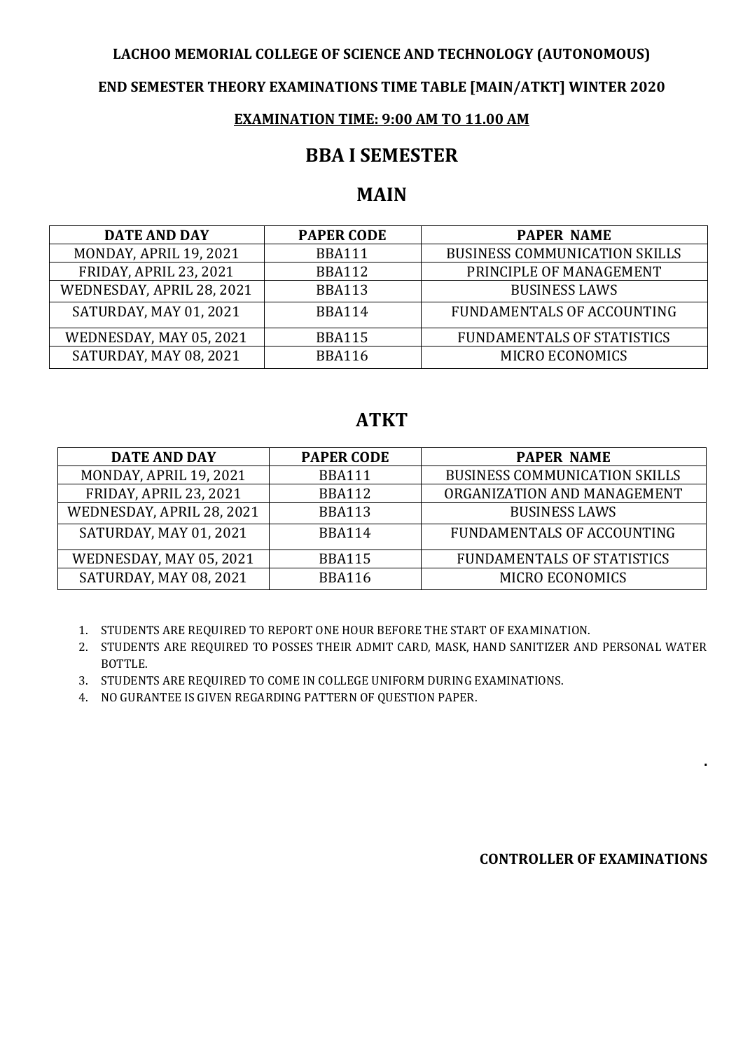**LACHOO MEMORIAL COLLEGE OF SCIENCE AND TECHNOLOGY (AUTONOMOUS)**

**END SEMESTER THEORY EXAMINATIONS TIME TABLE [MAIN/ATKT] WINTER 2020**

**EXAMINATION TIME: 9:00 AM TO 11.00 AM**

# BBA I SEMESTER

## MAIN

| DATE AND DAY | PAPER CODE | PAPER NAME |
|---|---|---|
| MONDAY, APRIL 19, 2021 | BBA111 | BUSINESS COMMUNICATION SKILLS |
| FRIDAY, APRIL 23, 2021 | BBA112 | PRINCIPLE OF MANAGEMENT |
| WEDNESDAY, APRIL 28, 2021 | BBA113 | BUSINESS LAWS |
| SATURDAY, MAY 01, 2021 | BBA114 | FUNDAMENTALS OF ACCOUNTING |
| WEDNESDAY, MAY 05, 2021 | BBA115 | FUNDAMENTALS OF STATISTICS |
| SATURDAY, MAY 08, 2021 | BBA116 | MICRO ECONOMICS |

## ATKT

| DATE AND DAY | PAPER CODE | PAPER NAME |
|---|---|---|
| MONDAY, APRIL 19, 2021 | BBA111 | BUSINESS COMMUNICATION SKILLS |
| FRIDAY, APRIL 23, 2021 | BBA112 | ORGANIZATION AND MANAGEMENT |
| WEDNESDAY, APRIL 28, 2021 | BBA113 | BUSINESS LAWS |
| SATURDAY, MAY 01, 2021 | BBA114 | FUNDAMENTALS OF ACCOUNTING |
| WEDNESDAY, MAY 05, 2021 | BBA115 | FUNDAMENTALS OF STATISTICS |
| SATURDAY, MAY 08, 2021 | BBA116 | MICRO ECONOMICS |

1. STUDENTS ARE REQUIRED TO REPORT ONE HOUR BEFORE THE START OF EXAMINATION.
2. STUDENTS ARE REQUIRED TO POSSES THEIR ADMIT CARD, MASK, HAND SANITIZER AND PERSONAL WATER BOTTLE.
3. STUDENTS ARE REQUIRED TO COME IN COLLEGE UNIFORM DURING EXAMINATIONS.
4. NO GURANTEE IS GIVEN REGARDING PATTERN OF QUESTION PAPER.

**CONTROLLER OF EXAMINATIONS**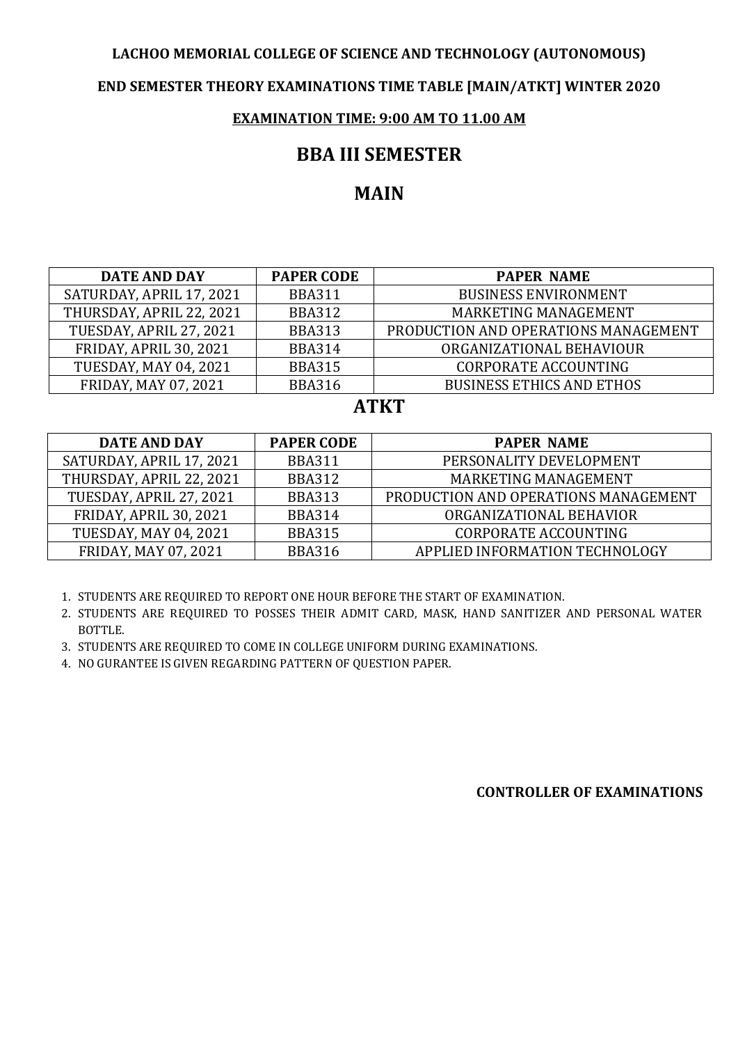**LACHOO MEMORIAL COLLEGE OF SCIENCE AND TECHNOLOGY (AUTONOMOUS)**

**END SEMESTER THEORY EXAMINATIONS TIME TABLE [MAIN/ATKT] WINTER 2020**

**EXAMINATION TIME: 9:00 AM TO 11.00 AM**

# BBA III SEMESTER

## MAIN

| DATE AND DAY | PAPER CODE | PAPER NAME |
|---|---|---|
| SATURDAY, APRIL 17, 2021 | BBA311 | BUSINESS ENVIRONMENT |
| THURSDAY, APRIL 22, 2021 | BBA312 | MARKETING MANAGEMENT |
| TUESDAY, APRIL 27, 2021 | BBA313 | PRODUCTION AND OPERATIONS MANAGEMENT |
| FRIDAY, APRIL 30, 2021 | BBA314 | ORGANIZATIONAL BEHAVIOUR |
| TUESDAY, MAY 04, 2021 | BBA315 | CORPORATE ACCOUNTING |
| FRIDAY, MAY 07, 2021 | BBA316 | BUSINESS ETHICS AND ETHOS |

## ATKT

| DATE AND DAY | PAPER CODE | PAPER NAME |
|---|---|---|
| SATURDAY, APRIL 17, 2021 | BBA311 | PERSONALITY DEVELOPMENT |
| THURSDAY, APRIL 22, 2021 | BBA312 | MARKETING MANAGEMENT |
| TUESDAY, APRIL 27, 2021 | BBA313 | PRODUCTION AND OPERATIONS MANAGEMENT |
| FRIDAY, APRIL 30, 2021 | BBA314 | ORGANIZATIONAL BEHAVIOR |
| TUESDAY, MAY 04, 2021 | BBA315 | CORPORATE ACCOUNTING |
| FRIDAY, MAY 07, 2021 | BBA316 | APPLIED INFORMATION TECHNOLOGY |

1. STUDENTS ARE REQUIRED TO REPORT ONE HOUR BEFORE THE START OF EXAMINATION.
2. STUDENTS ARE REQUIRED TO POSSES THEIR ADMIT CARD, MASK, HAND SANITIZER AND PERSONAL WATER BOTTLE.
3. STUDENTS ARE REQUIRED TO COME IN COLLEGE UNIFORM DURING EXAMINATIONS.
4. NO GURANTEE IS GIVEN REGARDING PATTERN OF QUESTION PAPER.

**CONTROLLER OF EXAMINATIONS**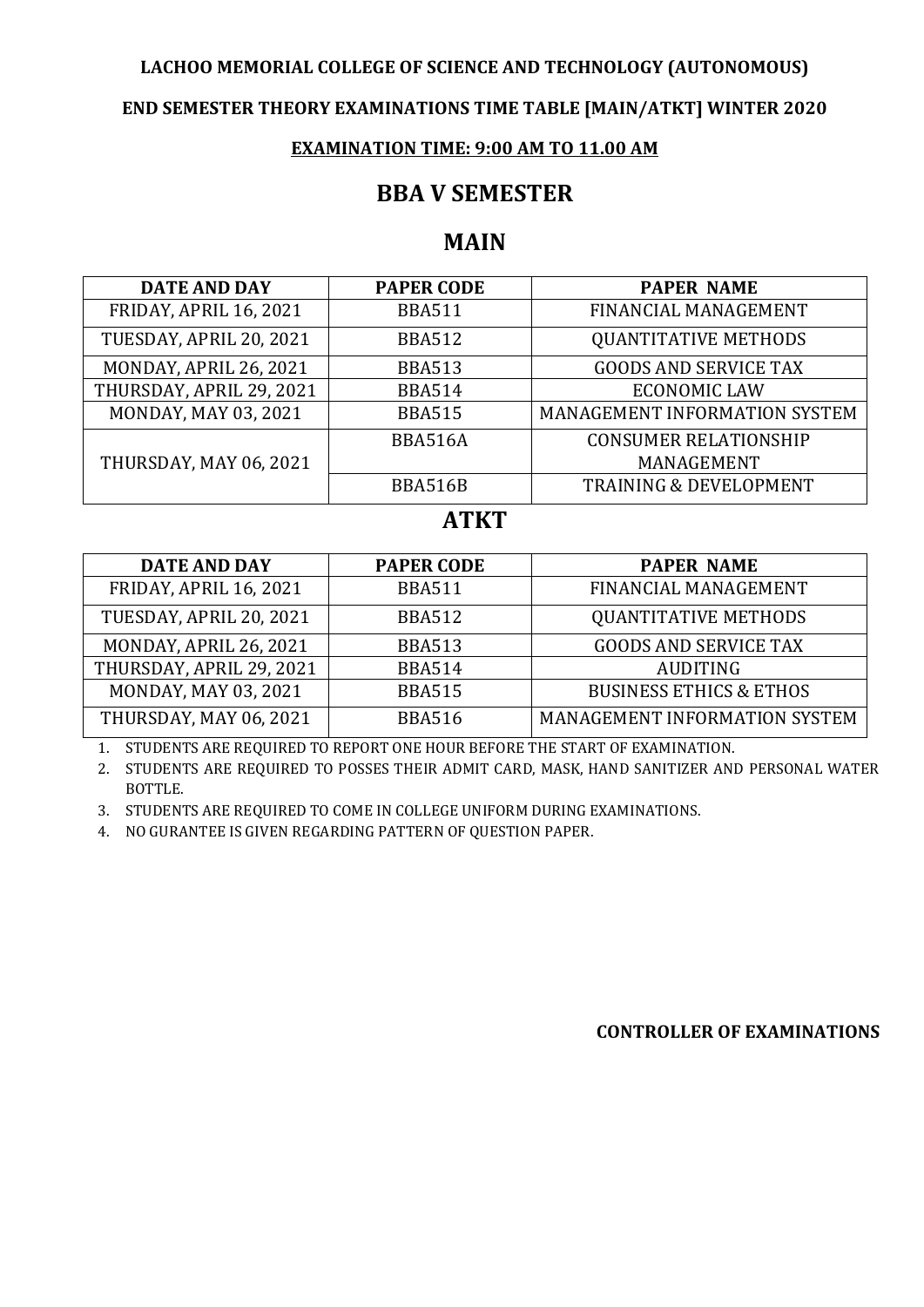**LACHOO MEMORIAL COLLEGE OF SCIENCE AND TECHNOLOGY (AUTONOMOUS)**

**END SEMESTER THEORY EXAMINATIONS TIME TABLE [MAIN/ATKT] WINTER 2020**

**EXAMINATION TIME: 9:00 AM TO 11.00 AM**

# BBA V SEMESTER

## MAIN

| DATE AND DAY | PAPER CODE | PAPER NAME |
|---|---|---|
| FRIDAY, APRIL 16, 2021 | BBA511 | FINANCIAL MANAGEMENT |
| TUESDAY, APRIL 20, 2021 | BBA512 | QUANTITATIVE METHODS |
| MONDAY, APRIL 26, 2021 | BBA513 | GOODS AND SERVICE TAX |
| THURSDAY, APRIL 29, 2021 | BBA514 | ECONOMIC LAW |
| MONDAY, MAY 03, 2021 | BBA515 | MANAGEMENT INFORMATION SYSTEM |
| THURSDAY, MAY 06, 2021 | BBA516A | CONSUMER RELATIONSHIP MANAGEMENT |
| | BBA516B | TRAINING & DEVELOPMENT |

## ATKT

| DATE AND DAY | PAPER CODE | PAPER NAME |
|---|---|---|
| FRIDAY, APRIL 16, 2021 | BBA511 | FINANCIAL MANAGEMENT |
| TUESDAY, APRIL 20, 2021 | BBA512 | QUANTITATIVE METHODS |
| MONDAY, APRIL 26, 2021 | BBA513 | GOODS AND SERVICE TAX |
| THURSDAY, APRIL 29, 2021 | BBA514 | AUDITING |
| MONDAY, MAY 03, 2021 | BBA515 | BUSINESS ETHICS & ETHOS |
| THURSDAY, MAY 06, 2021 | BBA516 | MANAGEMENT INFORMATION SYSTEM |

1. STUDENTS ARE REQUIRED TO REPORT ONE HOUR BEFORE THE START OF EXAMINATION.
2. STUDENTS ARE REQUIRED TO POSSES THEIR ADMIT CARD, MASK, HAND SANITIZER AND PERSONAL WATER BOTTLE.
3. STUDENTS ARE REQUIRED TO COME IN COLLEGE UNIFORM DURING EXAMINATIONS.
4. NO GURANTEE IS GIVEN REGARDING PATTERN OF QUESTION PAPER.

**CONTROLLER OF EXAMINATIONS**